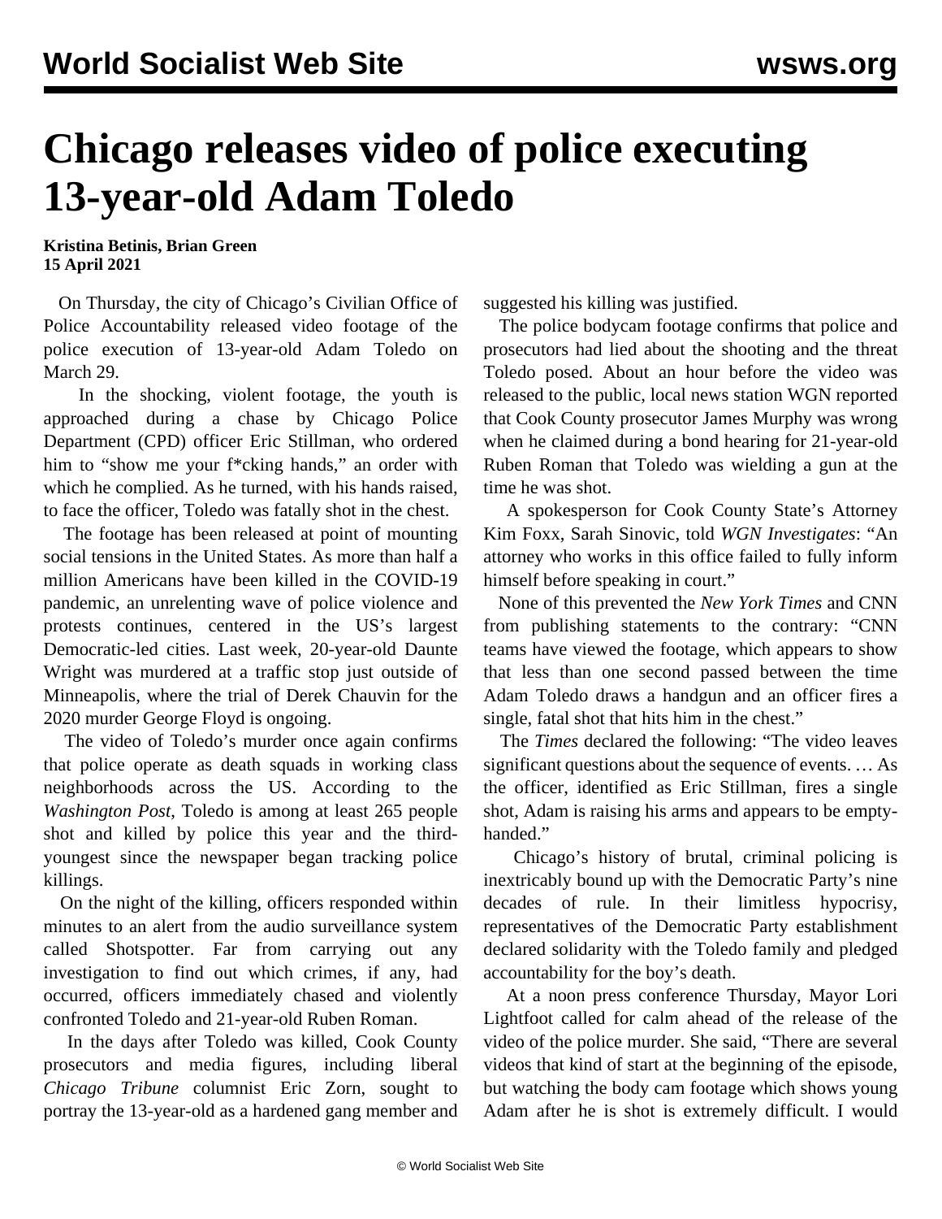# Chicago releases video of police executing 13-year-old Adam Toledo

**Kristina Betinis, Brian Green**
**15 April 2021**

On Thursday, the city of Chicago's Civilian Office of Police Accountability released video footage of the police execution of 13-year-old Adam Toledo on March 29.

In the shocking, violent footage, the youth is approached during a chase by Chicago Police Department (CPD) officer Eric Stillman, who ordered him to "show me your f*cking hands," an order with which he complied. As he turned, with his hands raised, to face the officer, Toledo was fatally shot in the chest.

The footage has been released at point of mounting social tensions in the United States. As more than half a million Americans have been killed in the COVID-19 pandemic, an unrelenting wave of police violence and protests continues, centered in the US's largest Democratic-led cities. Last week, 20-year-old Daunte Wright was murdered at a traffic stop just outside of Minneapolis, where the trial of Derek Chauvin for the 2020 murder George Floyd is ongoing.

The video of Toledo's murder once again confirms that police operate as death squads in working class neighborhoods across the US. According to the *Washington Post*, Toledo is among at least 265 people shot and killed by police this year and the third-youngest since the newspaper began tracking police killings.

On the night of the killing, officers responded within minutes to an alert from the audio surveillance system called Shotspotter. Far from carrying out any investigation to find out which crimes, if any, had occurred, officers immediately chased and violently confronted Toledo and 21-year-old Ruben Roman.

In the days after Toledo was killed, Cook County prosecutors and media figures, including liberal *Chicago Tribune* columnist Eric Zorn, sought to portray the 13-year-old as a hardened gang member and suggested his killing was justified.

The police bodycam footage confirms that police and prosecutors had lied about the shooting and the threat Toledo posed. About an hour before the video was released to the public, local news station WGN reported that Cook County prosecutor James Murphy was wrong when he claimed during a bond hearing for 21-year-old Ruben Roman that Toledo was wielding a gun at the time he was shot.

A spokesperson for Cook County State's Attorney Kim Foxx, Sarah Sinovic, told *WGN Investigates*: "An attorney who works in this office failed to fully inform himself before speaking in court."

None of this prevented the *New York Times* and CNN from publishing statements to the contrary: "CNN teams have viewed the footage, which appears to show that less than one second passed between the time Adam Toledo draws a handgun and an officer fires a single, fatal shot that hits him in the chest."

The *Times* declared the following: "The video leaves significant questions about the sequence of events. … As the officer, identified as Eric Stillman, fires a single shot, Adam is raising his arms and appears to be empty-handed."

Chicago's history of brutal, criminal policing is inextricably bound up with the Democratic Party's nine decades of rule. In their limitless hypocrisy, representatives of the Democratic Party establishment declared solidarity with the Toledo family and pledged accountability for the boy's death.

At a noon press conference Thursday, Mayor Lori Lightfoot called for calm ahead of the release of the video of the police murder. She said, "There are several videos that kind of start at the beginning of the episode, but watching the body cam footage which shows young Adam after he is shot is extremely difficult. I would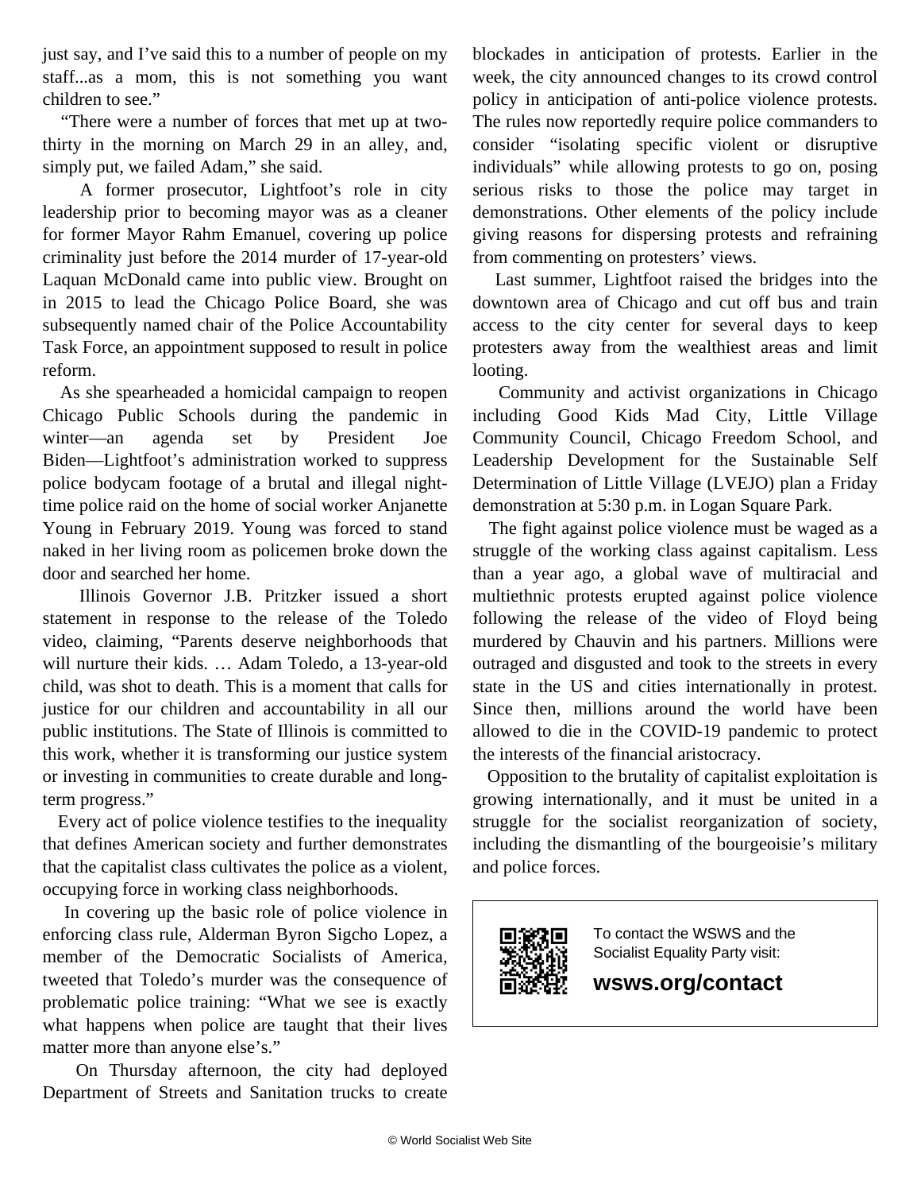just say, and I've said this to a number of people on my staff...as a mom, this is not something you want children to see."

"There were a number of forces that met up at two-thirty in the morning on March 29 in an alley, and, simply put, we failed Adam," she said.

A former prosecutor, Lightfoot's role in city leadership prior to becoming mayor was as a cleaner for former Mayor Rahm Emanuel, covering up police criminality just before the 2014 murder of 17-year-old Laquan McDonald came into public view. Brought on in 2015 to lead the Chicago Police Board, she was subsequently named chair of the Police Accountability Task Force, an appointment supposed to result in police reform.

As she spearheaded a homicidal campaign to reopen Chicago Public Schools during the pandemic in winter—an agenda set by President Joe Biden—Lightfoot's administration worked to suppress police bodycam footage of a brutal and illegal night-time police raid on the home of social worker Anjanette Young in February 2019. Young was forced to stand naked in her living room as policemen broke down the door and searched her home.

Illinois Governor J.B. Pritzker issued a short statement in response to the release of the Toledo video, claiming, "Parents deserve neighborhoods that will nurture their kids. … Adam Toledo, a 13-year-old child, was shot to death. This is a moment that calls for justice for our children and accountability in all our public institutions. The State of Illinois is committed to this work, whether it is transforming our justice system or investing in communities to create durable and long-term progress."

Every act of police violence testifies to the inequality that defines American society and further demonstrates that the capitalist class cultivates the police as a violent, occupying force in working class neighborhoods.

In covering up the basic role of police violence in enforcing class rule, Alderman Byron Sigcho Lopez, a member of the Democratic Socialists of America, tweeted that Toledo's murder was the consequence of problematic police training: "What we see is exactly what happens when police are taught that their lives matter more than anyone else's."

On Thursday afternoon, the city had deployed Department of Streets and Sanitation trucks to create blockades in anticipation of protests. Earlier in the week, the city announced changes to its crowd control policy in anticipation of anti-police violence protests. The rules now reportedly require police commanders to consider "isolating specific violent or disruptive individuals" while allowing protests to go on, posing serious risks to those the police may target in demonstrations. Other elements of the policy include giving reasons for dispersing protests and refraining from commenting on protesters' views.

Last summer, Lightfoot raised the bridges into the downtown area of Chicago and cut off bus and train access to the city center for several days to keep protesters away from the wealthiest areas and limit looting.

Community and activist organizations in Chicago including Good Kids Mad City, Little Village Community Council, Chicago Freedom School, and Leadership Development for the Sustainable Self Determination of Little Village (LVEJO) plan a Friday demonstration at 5:30 p.m. in Logan Square Park.

The fight against police violence must be waged as a struggle of the working class against capitalism. Less than a year ago, a global wave of multiracial and multiethnic protests erupted against police violence following the release of the video of Floyd being murdered by Chauvin and his partners. Millions were outraged and disgusted and took to the streets in every state in the US and cities internationally in protest. Since then, millions around the world have been allowed to die in the COVID-19 pandemic to protect the interests of the financial aristocracy.

Opposition to the brutality of capitalist exploitation is growing internationally, and it must be united in a struggle for the socialist reorganization of society, including the dismantling of the bourgeoisie's military and police forces.

To contact the WSWS and the Socialist Equality Party visit:

**wsws.org/contact**